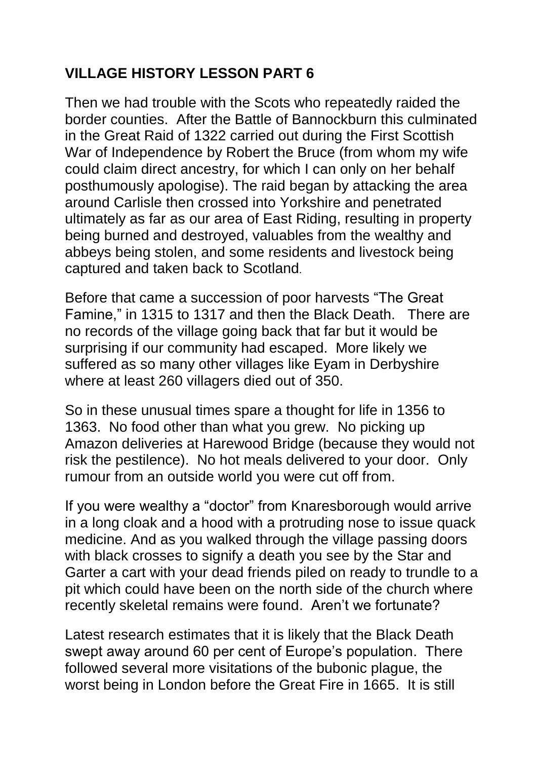## VILLAGE HISTORY LESSON PART 6

Then we had trouble with the Scots who repeatedly raided the border counties. After the Battle of Bannockburn this culminated in the Great Raid of 1322 carried out during the First Scottish War of Independence by Robert the Bruce (from whom my wife could claim direct ancestry, for which I can only on her behalf posthumously apologise). The raid began by attacking the area around Carlisle then crossed into Yorkshire and penetrated ultimately as far as our area of East Riding, resulting in property being burned and destroyed, valuables from the wealthy and abbeys being stolen, and some residents and livestock being captured and taken back to Scotland.

Before that came a succession of poor harvests "The Great Famine," in 1315 to 1317 and then the Black Death. There are no records of the village going back that far but it would be surprising if our community had escaped. More likely we suffered as so many other villages like Eyam in Derbyshire where at least 260 villagers died out of 350.

So in these unusual times spare a thought for life in 1356 to 1363. No food other than what you grew. No picking up Amazon deliveries at Harewood Bridge (because they would not risk the pestilence). No hot meals delivered to your door. Only rumour from an outside world you were cut off from.

If you were wealthy a "doctor" from Knaresborough would arrive in a long cloak and a hood with a protruding nose to issue quack medicine. And as you walked through the village passing doors with black crosses to signify a death you see by the Star and Garter a cart with your dead friends piled on ready to trundle to a pit which could have been on the north side of the church where recently skeletal remains were found. Aren't we fortunate?

Latest research estimates that it is likely that the Black Death swept away around 60 per cent of Europe's population. There followed several more visitations of the bubonic plague, the worst being in London before the Great Fire in 1665. It is still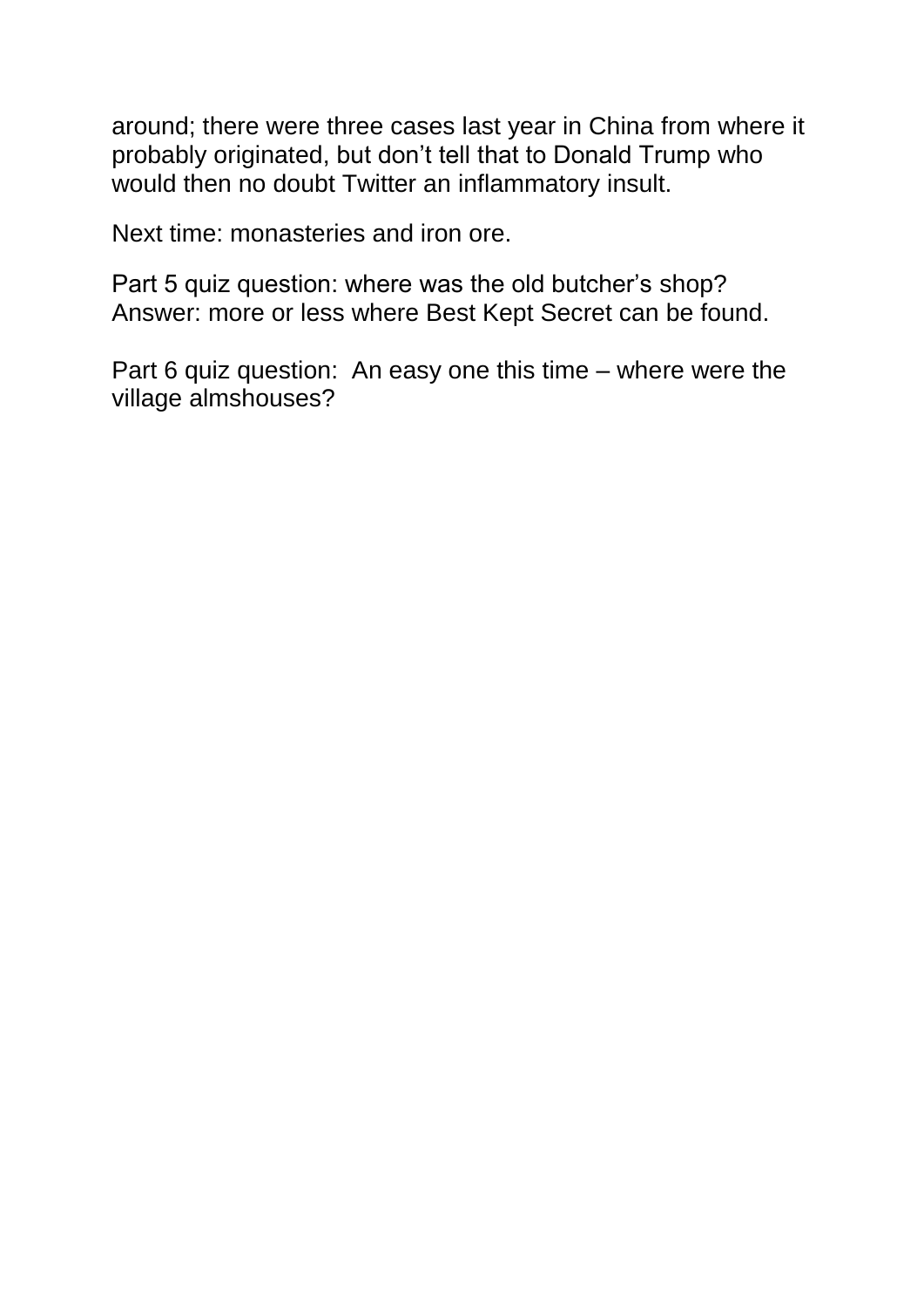around; there were three cases last year in China from where it probably originated, but don't tell that to Donald Trump who would then no doubt Twitter an inflammatory insult.

Next time: monasteries and iron ore.

Part 5 quiz question: where was the old butcher's shop? Answer: more or less where Best Kept Secret can be found.

Part 6 quiz question: An easy one this time – where were the village almshouses?